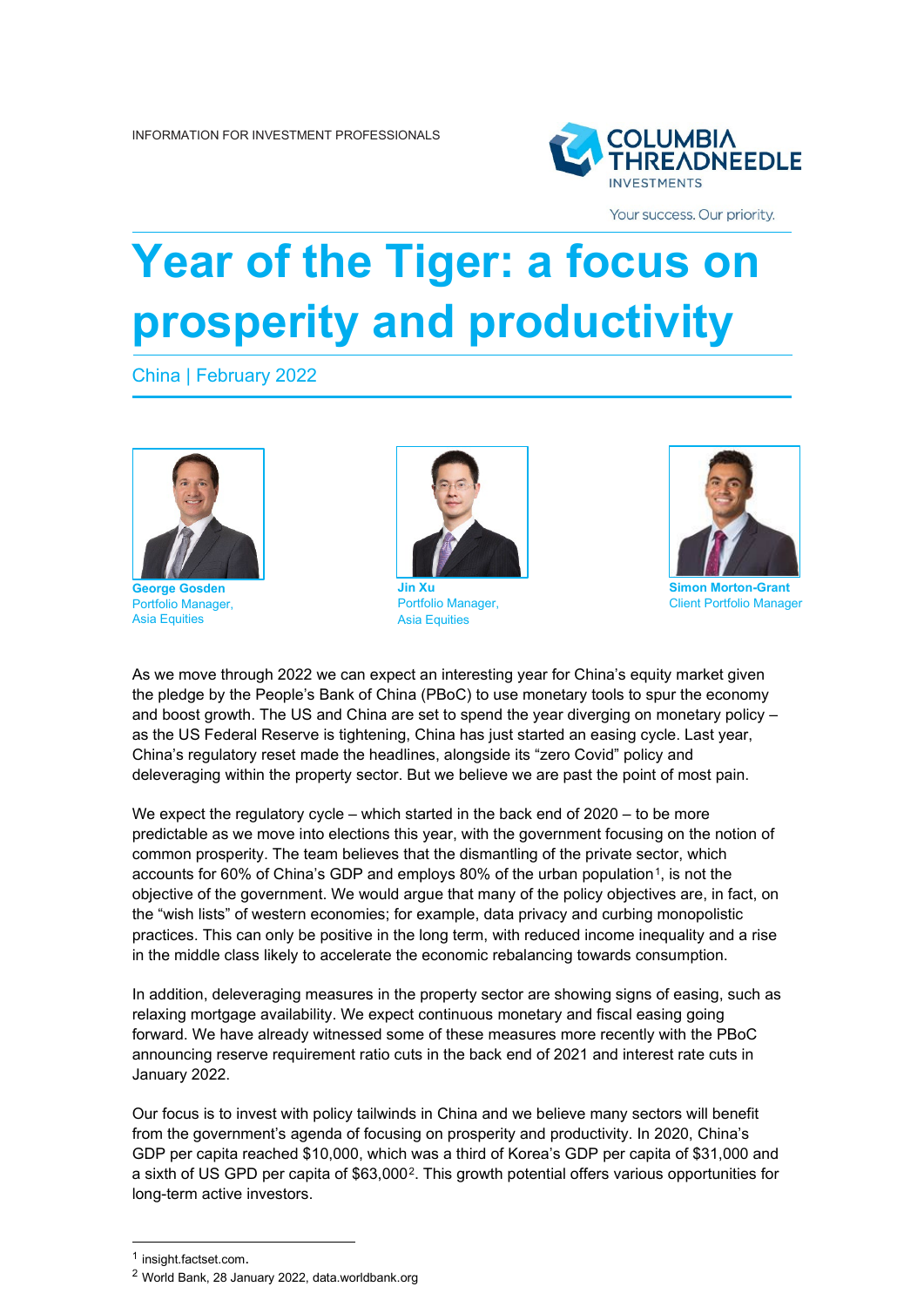INFORMATION FOR INVESTMENT PROFESSIONALS

Your success. Our priority.

# Year of the Tiger: a focus on prosperity and productivity

China | February 2022

**George Gosden**
Portfolio Manager,
Asia Equities

**Jin Xu**
Portfolio Manager,
Asia Equities

**Simon Morton-Grant**
Client Portfolio Manager

As we move through 2022 we can expect an interesting year for China's equity market given the pledge by the People's Bank of China (PBoC) to use monetary tools to spur the economy and boost growth. The US and China are set to spend the year diverging on monetary policy – as the US Federal Reserve is tightening, China has just started an easing cycle. Last year, China's regulatory reset made the headlines, alongside its "zero Covid" policy and deleveraging within the property sector. But we believe we are past the point of most pain.

We expect the regulatory cycle – which started in the back end of 2020 – to be more predictable as we move into elections this year, with the government focusing on the notion of common prosperity. The team believes that the dismantling of the private sector, which accounts for 60% of China's GDP and employs 80% of the urban population[1], is not the objective of the government. We would argue that many of the policy objectives are, in fact, on the "wish lists" of western economies; for example, data privacy and curbing monopolistic practices. This can only be positive in the long term, with reduced income inequality and a rise in the middle class likely to accelerate the economic rebalancing towards consumption.

In addition, deleveraging measures in the property sector are showing signs of easing, such as relaxing mortgage availability. We expect continuous monetary and fiscal easing going forward. We have already witnessed some of these measures more recently with the PBoC announcing reserve requirement ratio cuts in the back end of 2021 and interest rate cuts in January 2022.

Our focus is to invest with policy tailwinds in China and we believe many sectors will benefit from the government's agenda of focusing on prosperity and productivity. In 2020, China's GDP per capita reached $10,000, which was a third of Korea's GDP per capita of $31,000 and a sixth of US GPD per capita of $63,000[2]. This growth potential offers various opportunities for long-term active investors.

[1] insight.factset.com.
[2] World Bank, 28 January 2022, data.worldbank.org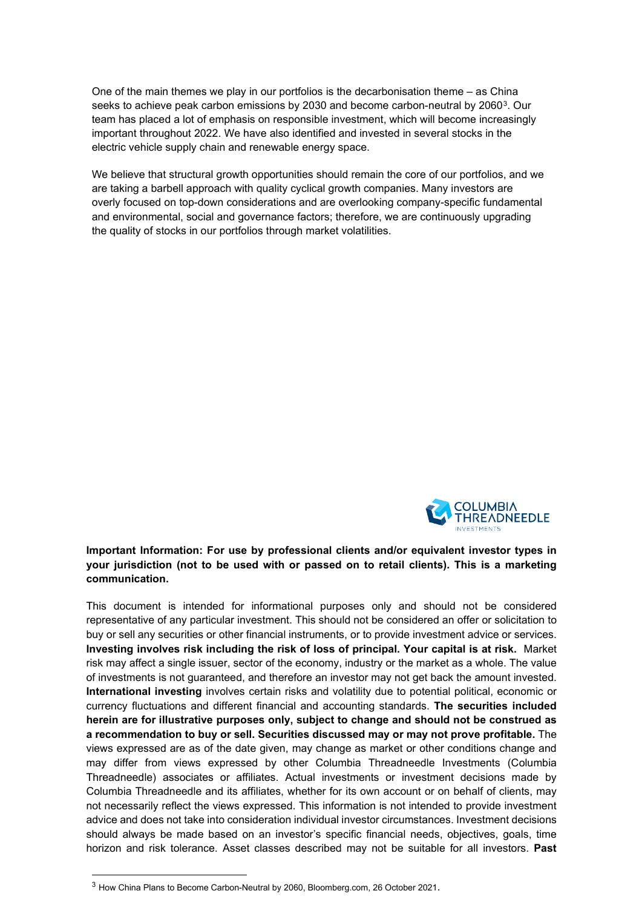One of the main themes we play in our portfolios is the decarbonisation theme – as China seeks to achieve peak carbon emissions by 2030 and become carbon-neutral by 2060[3]. Our team has placed a lot of emphasis on responsible investment, which will become increasingly important throughout 2022. We have also identified and invested in several stocks in the electric vehicle supply chain and renewable energy space.

We believe that structural growth opportunities should remain the core of our portfolios, and we are taking a barbell approach with quality cyclical growth companies. Many investors are overly focused on top-down considerations and are overlooking company-specific fundamental and environmental, social and governance factors; therefore, we are continuously upgrading the quality of stocks in our portfolios through market volatilities.

**Important Information: For use by professional clients and/or equivalent investor types in your jurisdiction (not to be used with or passed on to retail clients). This is a marketing communication.**

This document is intended for informational purposes only and should not be considered representative of any particular investment. This should not be considered an offer or solicitation to buy or sell any securities or other financial instruments, or to provide investment advice or services. **Investing involves risk including the risk of loss of principal. Your capital is at risk.** Market risk may affect a single issuer, sector of the economy, industry or the market as a whole. The value of investments is not guaranteed, and therefore an investor may not get back the amount invested. **International investing** involves certain risks and volatility due to potential political, economic or currency fluctuations and different financial and accounting standards. **The securities included herein are for illustrative purposes only, subject to change and should not be construed as a recommendation to buy or sell. Securities discussed may or may not prove profitable.** The views expressed are as of the date given, may change as market or other conditions change and may differ from views expressed by other Columbia Threadneedle Investments (Columbia Threadneedle) associates or affiliates. Actual investments or investment decisions made by Columbia Threadneedle and its affiliates, whether for its own account or on behalf of clients, may not necessarily reflect the views expressed. This information is not intended to provide investment advice and does not take into consideration individual investor circumstances. Investment decisions should always be made based on an investor's specific financial needs, objectives, goals, time horizon and risk tolerance. Asset classes described may not be suitable for all investors. **Past**

[3] How China Plans to Become Carbon-Neutral by 2060, Bloomberg.com, 26 October 2021.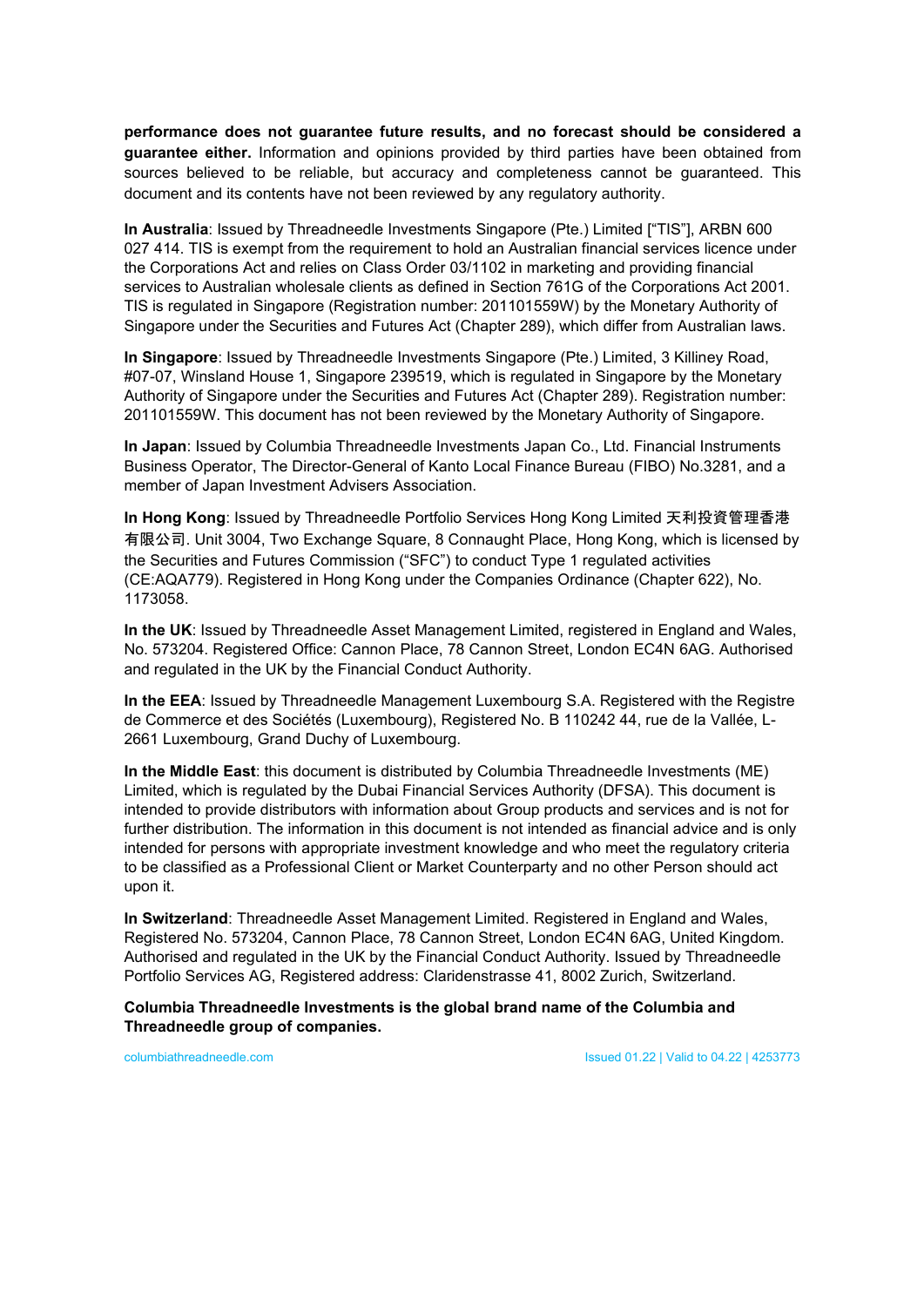**performance does not guarantee future results, and no forecast should be considered a guarantee either.** Information and opinions provided by third parties have been obtained from sources believed to be reliable, but accuracy and completeness cannot be guaranteed. This document and its contents have not been reviewed by any regulatory authority.

**In Australia**: Issued by Threadneedle Investments Singapore (Pte.) Limited ["TIS"], ARBN 600 027 414. TIS is exempt from the requirement to hold an Australian financial services licence under the Corporations Act and relies on Class Order 03/1102 in marketing and providing financial services to Australian wholesale clients as defined in Section 761G of the Corporations Act 2001. TIS is regulated in Singapore (Registration number: 201101559W) by the Monetary Authority of Singapore under the Securities and Futures Act (Chapter 289), which differ from Australian laws.

**In Singapore**: Issued by Threadneedle Investments Singapore (Pte.) Limited, 3 Killiney Road, #07-07, Winsland House 1, Singapore 239519, which is regulated in Singapore by the Monetary Authority of Singapore under the Securities and Futures Act (Chapter 289). Registration number: 201101559W. This document has not been reviewed by the Monetary Authority of Singapore.

**In Japan**: Issued by Columbia Threadneedle Investments Japan Co., Ltd. Financial Instruments Business Operator, The Director-General of Kanto Local Finance Bureau (FIBO) No.3281, and a member of Japan Investment Advisers Association.

**In Hong Kong**: Issued by Threadneedle Portfolio Services Hong Kong Limited 天利投資管理香港有限公司. Unit 3004, Two Exchange Square, 8 Connaught Place, Hong Kong, which is licensed by the Securities and Futures Commission ("SFC") to conduct Type 1 regulated activities (CE:AQA779). Registered in Hong Kong under the Companies Ordinance (Chapter 622), No. 1173058.

**In the UK**: Issued by Threadneedle Asset Management Limited, registered in England and Wales, No. 573204. Registered Office: Cannon Place, 78 Cannon Street, London EC4N 6AG. Authorised and regulated in the UK by the Financial Conduct Authority.

**In the EEA**: Issued by Threadneedle Management Luxembourg S.A. Registered with the Registre de Commerce et des Sociétés (Luxembourg), Registered No. B 110242 44, rue de la Vallée, L-2661 Luxembourg, Grand Duchy of Luxembourg.

**In the Middle East**: this document is distributed by Columbia Threadneedle Investments (ME) Limited, which is regulated by the Dubai Financial Services Authority (DFSA). This document is intended to provide distributors with information about Group products and services and is not for further distribution. The information in this document is not intended as financial advice and is only intended for persons with appropriate investment knowledge and who meet the regulatory criteria to be classified as a Professional Client or Market Counterparty and no other Person should act upon it.

**In Switzerland**: Threadneedle Asset Management Limited. Registered in England and Wales, Registered No. 573204, Cannon Place, 78 Cannon Street, London EC4N 6AG, United Kingdom. Authorised and regulated in the UK by the Financial Conduct Authority. Issued by Threadneedle Portfolio Services AG, Registered address: Claridenstrasse 41, 8002 Zurich, Switzerland.

**Columbia Threadneedle Investments is the global brand name of the Columbia and Threadneedle group of companies.**

columbiathreadneedle.com

Issued 01.22 | Valid to 04.22 | 4253773